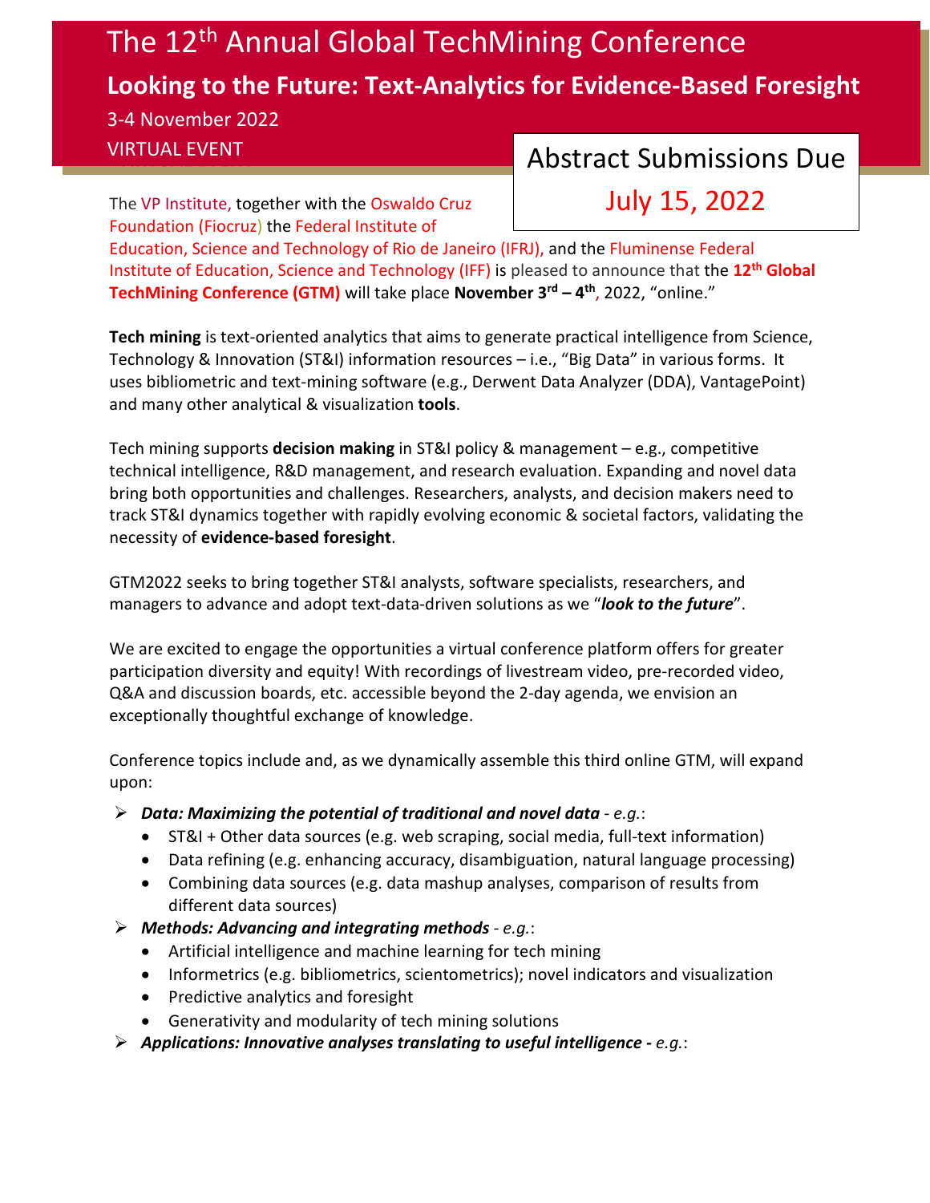# The 12th Annual Global TechMining Conference

## Looking to the Future: Text-Analytics for Evidence-Based Foresight

3-4 November 2022

VIRTUAL EVENT

**Abstract Submissions Due**

**July 15, 2022**

The VP Institute, together with the Oswaldo Cruz Foundation (Fiocruz) the Federal Institute of Education, Science and Technology of Rio de Janeiro (IFRJ), and the Fluminense Federal Institute of Education, Science and Technology (IFF) is pleased to announce that the **12th Global TechMining Conference (GTM)** will take place **November 3rd – 4th**, 2022, "online."

**Tech mining** is text-oriented analytics that aims to generate practical intelligence from Science, Technology & Innovation (ST&I) information resources – i.e., "Big Data" in various forms. It uses bibliometric and text-mining software (e.g., Derwent Data Analyzer (DDA), VantagePoint) and many other analytical & visualization **tools**.

Tech mining supports **decision making** in ST&I policy & management – e.g., competitive technical intelligence, R&D management, and research evaluation. Expanding and novel data bring both opportunities and challenges. Researchers, analysts, and decision makers need to track ST&I dynamics together with rapidly evolving economic & societal factors, validating the necessity of **evidence-based foresight**.

GTM2022 seeks to bring together ST&I analysts, software specialists, researchers, and managers to advance and adopt text-data-driven solutions as we "***look to the future***".

We are excited to engage the opportunities a virtual conference platform offers for greater participation diversity and equity! With recordings of livestream video, pre-recorded video, Q&A and discussion boards, etc. accessible beyond the 2-day agenda, we envision an exceptionally thoughtful exchange of knowledge.

Conference topics include and, as we dynamically assemble this third online GTM, will expand upon:

- ***Data: Maximizing the potential of traditional and novel data*** *- e.g.*:
  - ST&I + Other data sources (e.g. web scraping, social media, full-text information)
  - Data refining (e.g. enhancing accuracy, disambiguation, natural language processing)
  - Combining data sources (e.g. data mashup analyses, comparison of results from different data sources)
- ***Methods: Advancing and integrating methods*** *- e.g.*:
  - Artificial intelligence and machine learning for tech mining
  - Informetrics (e.g. bibliometrics, scientometrics); novel indicators and visualization
  - Predictive analytics and foresight
  - Generativity and modularity of tech mining solutions
- ***Applications: Innovative analyses translating to useful intelligence -*** *e.g.*: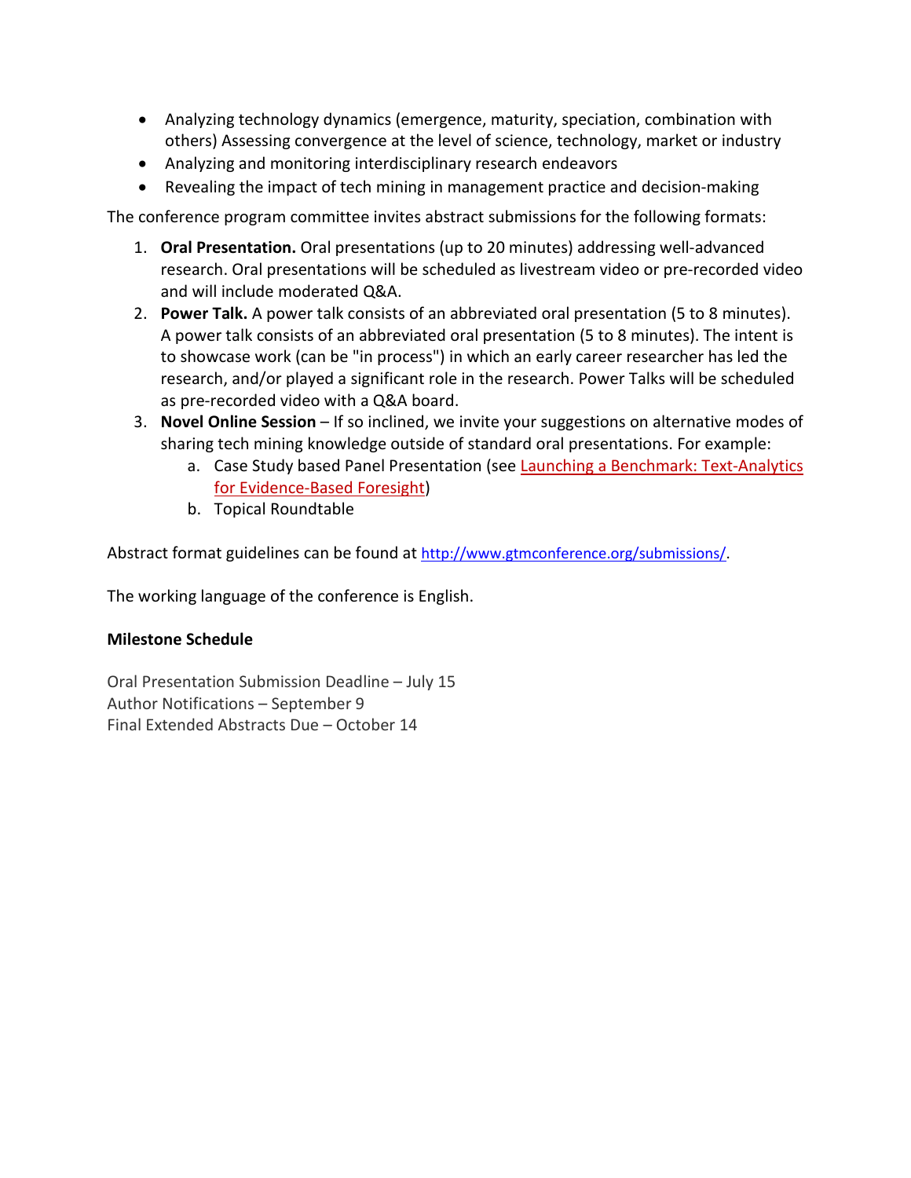- Analyzing technology dynamics (emergence, maturity, speciation, combination with others) Assessing convergence at the level of science, technology, market or industry
- Analyzing and monitoring interdisciplinary research endeavors
- Revealing the impact of tech mining in management practice and decision-making

The conference program committee invites abstract submissions for the following formats:

1. **Oral Presentation.** Oral presentations (up to 20 minutes) addressing well-advanced research. Oral presentations will be scheduled as livestream video or pre-recorded video and will include moderated Q&A.
2. **Power Talk.** A power talk consists of an abbreviated oral presentation (5 to 8 minutes). A power talk consists of an abbreviated oral presentation (5 to 8 minutes). The intent is to showcase work (can be "in process") in which an early career researcher has led the research, and/or played a significant role in the research. Power Talks will be scheduled as pre-recorded video with a Q&A board.
3. **Novel Online Session** – If so inclined, we invite your suggestions on alternative modes of sharing tech mining knowledge outside of standard oral presentations. For example:
   a. Case Study based Panel Presentation (see Launching a Benchmark: Text-Analytics for Evidence-Based Foresight)
   b. Topical Roundtable

Abstract format guidelines can be found at http://www.gtmconference.org/submissions/.

The working language of the conference is English.

**Milestone Schedule**

Oral Presentation Submission Deadline – July 15
Author Notifications – September 9
Final Extended Abstracts Due – October 14